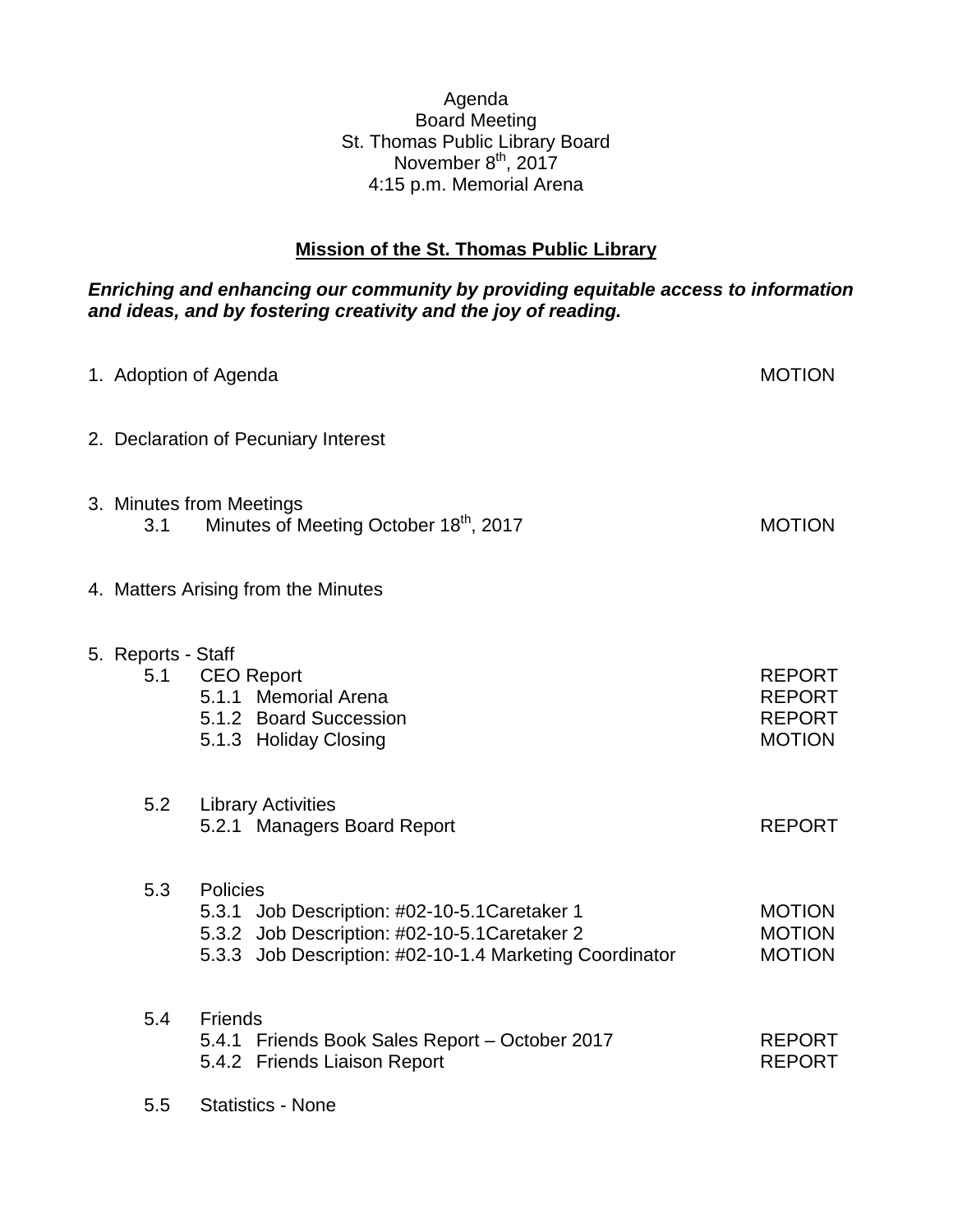Agenda
Board Meeting
St. Thomas Public Library Board
November 8th, 2017
4:15 p.m. Memorial Arena

**Mission of the St. Thomas Public Library**

***Enriching and enhancing our community by providing equitable access to information and ideas, and by fostering creativity and the joy of reading.***

| | |
|---|---|
| 1. Adoption of Agenda | MOTION |
| 2. Declaration of Pecuniary Interest | |
| 3. Minutes from Meetings | |
| 3.1 Minutes of Meeting October 18th, 2017 | MOTION |
| 4. Matters Arising from the Minutes | |
| 5. Reports - Staff | |
| 5.1 CEO Report | REPORT |
| 5.1.1 Memorial Arena | REPORT |
| 5.1.2 Board Succession | REPORT |
| 5.1.3 Holiday Closing | MOTION |
| 5.2 Library Activities | |
| 5.2.1 Managers Board Report | REPORT |
| 5.3 Policies | |
| 5.3.1 Job Description: #02-10-5.1Caretaker 1 | MOTION |
| 5.3.2 Job Description: #02-10-5.1Caretaker 2 | MOTION |
| 5.3.3 Job Description: #02-10-1.4 Marketing Coordinator | MOTION |
| 5.4 Friends | |
| 5.4.1 Friends Book Sales Report – October 2017 | REPORT |
| 5.4.2 Friends Liaison Report | REPORT |
| 5.5 Statistics - None | |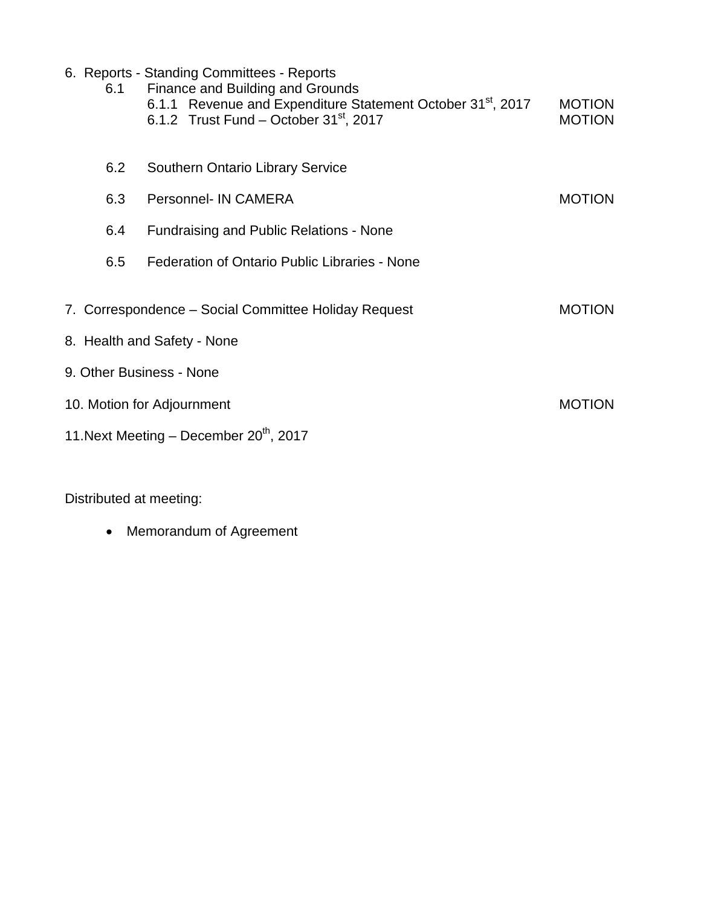6. Reports - Standing Committees - Reports

6.1 Finance and Building and Grounds

6.1.1 Revenue and Expenditure Statement October 31st, 2017 MOTION

6.1.2 Trust Fund – October 31st, 2017 MOTION

6.2 Southern Ontario Library Service

6.3 Personnel- IN CAMERA MOTION

6.4 Fundraising and Public Relations - None

6.5 Federation of Ontario Public Libraries - None

7. Correspondence – Social Committee Holiday Request MOTION

8. Health and Safety - None

9. Other Business - None

10. Motion for Adjournment MOTION

11. Next Meeting – December 20th, 2017

Distributed at meeting:

- Memorandum of Agreement